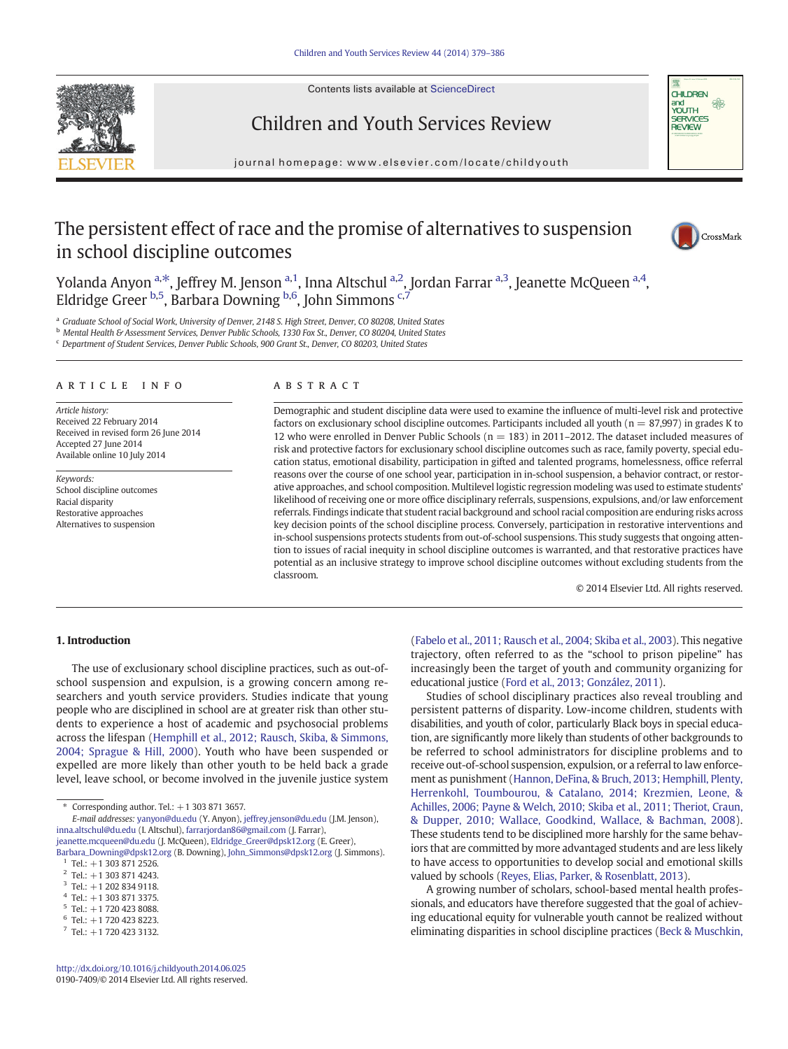# The persistent effect of race and the promise of alternatives to suspension in school discipline outcomes

Yolanda Anyon [a,*], Jeffrey M. Jenson [a,1], Inna Altschul [a,2], Jordan Farrar [a,3], Jeanette McQueen [a,4], Eldridge Greer [b,5], Barbara Downing [b,6], John Simmons [c,7]

[a] Graduate School of Social Work, University of Denver, 2148 S. High Street, Denver, CO 80208, United States
[b] Mental Health & Assessment Services, Denver Public Schools, 1330 Fox St., Denver, CO 80204, United States
[c] Department of Student Services, Denver Public Schools, 900 Grant St., Denver, CO 80203, United States

## ARTICLE INFO

*Article history:*
Received 22 February 2014
Received in revised form 26 June 2014
Accepted 27 June 2014
Available online 10 July 2014

*Keywords:*
School discipline outcomes
Racial disparity
Restorative approaches
Alternatives to suspension

## ABSTRACT

Demographic and student discipline data were used to examine the influence of multi-level risk and protective factors on exclusionary school discipline outcomes. Participants included all youth (n = 87,997) in grades K to 12 who were enrolled in Denver Public Schools (n = 183) in 2011–2012. The dataset included measures of risk and protective factors for exclusionary school discipline outcomes such as race, family poverty, special education status, emotional disability, participation in gifted and talented programs, homelessness, office referral reasons over the course of one school year, participation in in-school suspension, a behavior contract, or restorative approaches, and school composition. Multilevel logistic regression modeling was used to estimate students' likelihood of receiving one or more office disciplinary referrals, suspensions, expulsions, and/or law enforcement referrals. Findings indicate that student racial background and school racial composition are enduring risks across key decision points of the school discipline process. Conversely, participation in restorative interventions and in-school suspensions protects students from out-of-school suspensions. This study suggests that ongoing attention to issues of racial inequity in school discipline outcomes is warranted, and that restorative practices have potential as an inclusive strategy to improve school discipline outcomes without excluding students from the classroom.

© 2014 Elsevier Ltd. All rights reserved.

## 1. Introduction

The use of exclusionary school discipline practices, such as out-of-school suspension and expulsion, is a growing concern among researchers and youth service providers. Studies indicate that young people who are disciplined in school are at greater risk than other students to experience a host of academic and psychosocial problems across the lifespan (Hemphill et al., 2012; Rausch, Skiba, & Simmons, 2004; Sprague & Hill, 2000). Youth who have been suspended or expelled are more likely than other youth to be held back a grade level, leave school, or become involved in the juvenile justice system (Fabelo et al., 2011; Rausch et al., 2004; Skiba et al., 2003). This negative trajectory, often referred to as the "school to prison pipeline" has increasingly been the target of youth and community organizing for educational justice (Ford et al., 2013; González, 2011).

Studies of school disciplinary practices also reveal troubling and persistent patterns of disparity. Low-income children, students with disabilities, and youth of color, particularly Black boys in special education, are significantly more likely than students of other backgrounds to be referred to school administrators for discipline problems and to receive out-of-school suspension, expulsion, or a referral to law enforcement as punishment (Hannon, DeFina, & Bruch, 2013; Hemphill, Plenty, Herrenkohl, Toumbourou, & Catalano, 2014; Krezmien, Leone, & Achilles, 2006; Payne & Welch, 2010; Skiba et al., 2011; Theriot, Craun, & Dupper, 2010; Wallace, Goodkind, Wallace, & Bachman, 2008). These students tend to be disciplined more harshly for the same behaviors that are committed by more advantaged students and are less likely to have access to opportunities to develop social and emotional skills valued by schools (Reyes, Elias, Parker, & Rosenblatt, 2013).

A growing number of scholars, school-based mental health professionals, and educators have therefore suggested that the goal of achieving educational equity for vulnerable youth cannot be realized without eliminating disparities in school discipline practices (Beck & Muschkin,

\* Corresponding author. Tel.: +1 303 871 3657.
*E-mail addresses:* yanyon@du.edu (Y. Anyon), jeffrey.jenson@du.edu (J.M. Jenson), inna.altschul@du.edu (I. Altschul), farrarjordan86@gmail.com (J. Farrar), jeanette.mcqueen@du.edu (J. McQueen), Eldridge_Greer@dpsk12.org (E. Greer), Barbara_Downing@dpsk12.org (B. Downing), John_Simmons@dpsk12.org (J. Simmons).
[1] Tel.: +1 303 871 2526.
[2] Tel.: +1 303 871 4243.
[3] Tel.: +1 202 834 9118.
[4] Tel.: +1 303 871 3375.
[5] Tel.: +1 720 423 8088.
[6] Tel.: +1 720 423 8223.
[7] Tel.: +1 720 423 3132.

http://dx.doi.org/10.1016/j.childyouth.2014.06.025
0190-7409/© 2014 Elsevier Ltd. All rights reserved.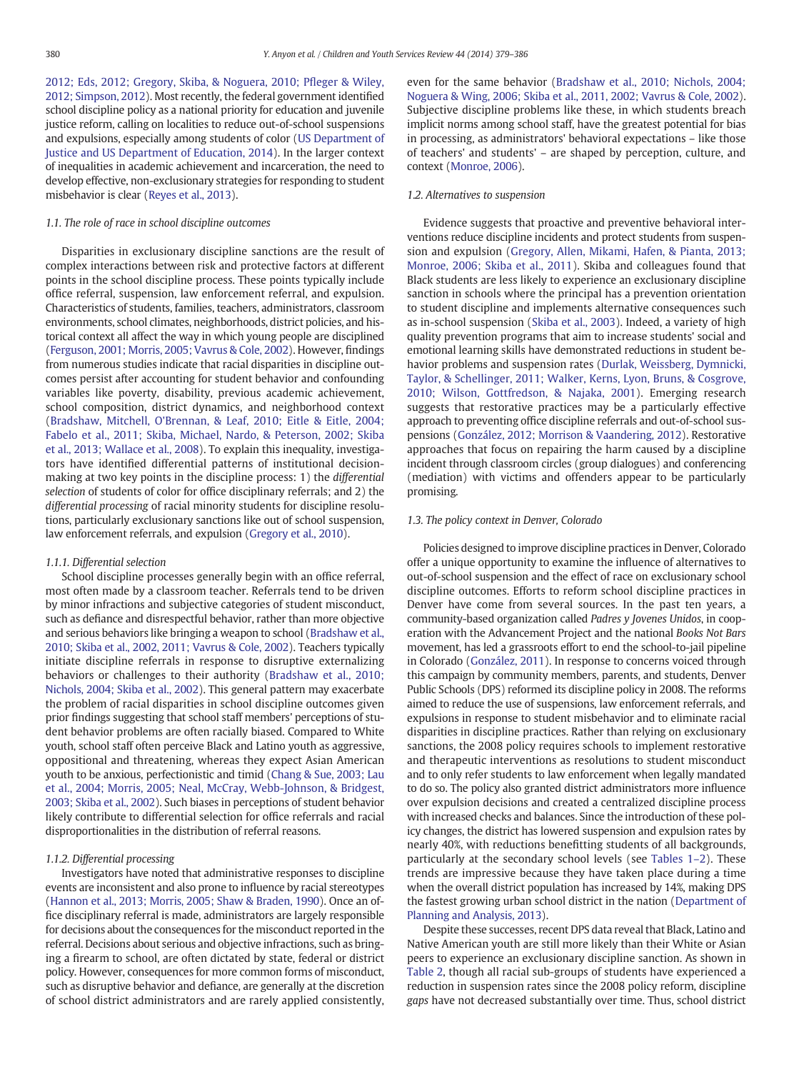2012; Eds, 2012; Gregory, Skiba, & Noguera, 2010; Pfleger & Wiley, 2012; Simpson, 2012). Most recently, the federal government identified school discipline policy as a national priority for education and juvenile justice reform, calling on localities to reduce out-of-school suspensions and expulsions, especially among students of color (US Department of Justice and US Department of Education, 2014). In the larger context of inequalities in academic achievement and incarceration, the need to develop effective, non-exclusionary strategies for responding to student misbehavior is clear (Reyes et al., 2013).

### 1.1. The role of race in school discipline outcomes

Disparities in exclusionary discipline sanctions are the result of complex interactions between risk and protective factors at different points in the school discipline process. These points typically include office referral, suspension, law enforcement referral, and expulsion. Characteristics of students, families, teachers, administrators, classroom environments, school climates, neighborhoods, district policies, and historical context all affect the way in which young people are disciplined (Ferguson, 2001; Morris, 2005; Vavrus & Cole, 2002). However, findings from numerous studies indicate that racial disparities in discipline outcomes persist after accounting for student behavior and confounding variables like poverty, disability, previous academic achievement, school composition, district dynamics, and neighborhood context (Bradshaw, Mitchell, O'Brennan, & Leaf, 2010; Eitle & Eitle, 2004; Fabelo et al., 2011; Skiba, Michael, Nardo, & Peterson, 2002; Skiba et al., 2013; Wallace et al., 2008). To explain this inequality, investigators have identified differential patterns of institutional decision-making at two key points in the discipline process: 1) the *differential selection* of students of color for office disciplinary referrals; and 2) the *differential processing* of racial minority students for discipline resolutions, particularly exclusionary sanctions like out of school suspension, law enforcement referrals, and expulsion (Gregory et al., 2010).

#### 1.1.1. Differential selection

School discipline processes generally begin with an office referral, most often made by a classroom teacher. Referrals tend to be driven by minor infractions and subjective categories of student misconduct, such as defiance and disrespectful behavior, rather than more objective and serious behaviors like bringing a weapon to school (Bradshaw et al., 2010; Skiba et al., 2002, 2011; Vavrus & Cole, 2002). Teachers typically initiate discipline referrals in response to disruptive externalizing behaviors or challenges to their authority (Bradshaw et al., 2010; Nichols, 2004; Skiba et al., 2002). This general pattern may exacerbate the problem of racial disparities in school discipline outcomes given prior findings suggesting that school staff members' perceptions of student behavior problems are often racially biased. Compared to White youth, school staff often perceive Black and Latino youth as aggressive, oppositional and threatening, whereas they expect Asian American youth to be anxious, perfectionistic and timid (Chang & Sue, 2003; Lau et al., 2004; Morris, 2005; Neal, McCray, Webb-Johnson, & Bridgest, 2003; Skiba et al., 2002). Such biases in perceptions of student behavior likely contribute to differential selection for office referrals and racial disproportionalities in the distribution of referral reasons.

#### 1.1.2. Differential processing

Investigators have noted that administrative responses to discipline events are inconsistent and also prone to influence by racial stereotypes (Hannon et al., 2013; Morris, 2005; Shaw & Braden, 1990). Once an office disciplinary referral is made, administrators are largely responsible for decisions about the consequences for the misconduct reported in the referral. Decisions about serious and objective infractions, such as bringing a firearm to school, are often dictated by state, federal or district policy. However, consequences for more common forms of misconduct, such as disruptive behavior and defiance, are generally at the discretion of school district administrators and are rarely applied consistently, even for the same behavior (Bradshaw et al., 2010; Nichols, 2004; Noguera & Wing, 2006; Skiba et al., 2011, 2002; Vavrus & Cole, 2002). Subjective discipline problems like these, in which students breach implicit norms among school staff, have the greatest potential for bias in processing, as administrators' behavioral expectations – like those of teachers' and students' – are shaped by perception, culture, and context (Monroe, 2006).

### 1.2. Alternatives to suspension

Evidence suggests that proactive and preventive behavioral interventions reduce discipline incidents and protect students from suspension and expulsion (Gregory, Allen, Mikami, Hafen, & Pianta, 2013; Monroe, 2006; Skiba et al., 2011). Skiba and colleagues found that Black students are less likely to experience an exclusionary discipline sanction in schools where the principal has a prevention orientation to student discipline and implements alternative consequences such as in-school suspension (Skiba et al., 2003). Indeed, a variety of high quality prevention programs that aim to increase students' social and emotional learning skills have demonstrated reductions in student behavior problems and suspension rates (Durlak, Weissberg, Dymnicki, Taylor, & Schellinger, 2011; Walker, Kerns, Lyon, Bruns, & Cosgrove, 2010; Wilson, Gottfredson, & Najaka, 2001). Emerging research suggests that restorative practices may be a particularly effective approach to preventing office discipline referrals and out-of-school suspensions (González, 2012; Morrison & Vaandering, 2012). Restorative approaches that focus on repairing the harm caused by a discipline incident through classroom circles (group dialogues) and conferencing (mediation) with victims and offenders appear to be particularly promising.

### 1.3. The policy context in Denver, Colorado

Policies designed to improve discipline practices in Denver, Colorado offer a unique opportunity to examine the influence of alternatives to out-of-school suspension and the effect of race on exclusionary school discipline outcomes. Efforts to reform school discipline practices in Denver have come from several sources. In the past ten years, a community-based organization called *Padres y Jovenes Unidos*, in cooperation with the Advancement Project and the national *Books Not Bars* movement, has led a grassroots effort to end the school-to-jail pipeline in Colorado (González, 2011). In response to concerns voiced through this campaign by community members, parents, and students, Denver Public Schools (DPS) reformed its discipline policy in 2008. The reforms aimed to reduce the use of suspensions, law enforcement referrals, and expulsions in response to student misbehavior and to eliminate racial disparities in discipline practices. Rather than relying on exclusionary sanctions, the 2008 policy requires schools to implement restorative and therapeutic interventions as resolutions to student misconduct and to only refer students to law enforcement when legally mandated to do so. The policy also granted district administrators more influence over expulsion decisions and created a centralized discipline process with increased checks and balances. Since the introduction of these policy changes, the district has lowered suspension and expulsion rates by nearly 40%, with reductions benefitting students of all backgrounds, particularly at the secondary school levels (see Tables 1–2). These trends are impressive because they have taken place during a time when the overall district population has increased by 14%, making DPS the fastest growing urban school district in the nation (Department of Planning and Analysis, 2013).

Despite these successes, recent DPS data reveal that Black, Latino and Native American youth are still more likely than their White or Asian peers to experience an exclusionary discipline sanction. As shown in Table 2, though all racial sub-groups of students have experienced a reduction in suspension rates since the 2008 policy reform, discipline *gaps* have not decreased substantially over time. Thus, school district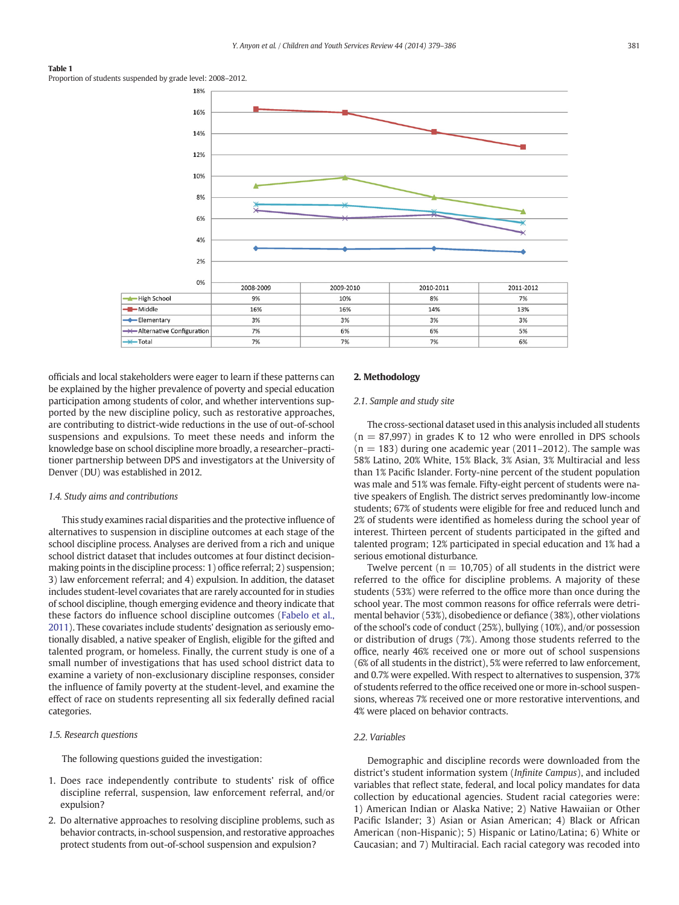**Table 1**
Proportion of students suspended by grade level: 2008–2012.

| | 2008-2009 | 2009-2010 | 2010-2011 | 2011-2012 |
|---|---|---|---|---|
| High School | 9% | 10% | 8% | 7% |
| Middle | 16% | 16% | 14% | 13% |
| Elementary | 3% | 3% | 3% | 3% |
| Alternative Configuration | 7% | 6% | 6% | 5% |
| Total | 7% | 7% | 7% | 6% |

officials and local stakeholders were eager to learn if these patterns can be explained by the higher prevalence of poverty and special education participation among students of color, and whether interventions supported by the new discipline policy, such as restorative approaches, are contributing to district-wide reductions in the use of out-of-school suspensions and expulsions. To meet these needs and inform the knowledge base on school discipline more broadly, a researcher–practitioner partnership between DPS and investigators at the University of Denver (DU) was established in 2012.

### *1.4. Study aims and contributions*

This study examines racial disparities and the protective influence of alternatives to suspension in discipline outcomes at each stage of the school discipline process. Analyses are derived from a rich and unique school district dataset that includes outcomes at four distinct decision-making points in the discipline process: 1) office referral; 2) suspension; 3) law enforcement referral; and 4) expulsion. In addition, the dataset includes student-level covariates that are rarely accounted for in studies of school discipline, though emerging evidence and theory indicate that these factors do influence school discipline outcomes (Fabelo et al., 2011). These covariates include students' designation as seriously emotionally disabled, a native speaker of English, eligible for the gifted and talented program, or homeless. Finally, the current study is one of a small number of investigations that has used school district data to examine a variety of non-exclusionary discipline responses, consider the influence of family poverty at the student-level, and examine the effect of race on students representing all six federally defined racial categories.

### *1.5. Research questions*

The following questions guided the investigation:

1. Does race independently contribute to students' risk of office discipline referral, suspension, law enforcement referral, and/or expulsion?
2. Do alternative approaches to resolving discipline problems, such as behavior contracts, in-school suspension, and restorative approaches protect students from out-of-school suspension and expulsion?

## 2. Methodology

### *2.1. Sample and study site*

The cross-sectional dataset used in this analysis included all students ($n = 87{,}997$) in grades K to 12 who were enrolled in DPS schools ($n = 183$) during one academic year (2011–2012). The sample was 58% Latino, 20% White, 15% Black, 3% Asian, 3% Multiracial and less than 1% Pacific Islander. Forty-nine percent of the student population was male and 51% was female. Fifty-eight percent of students were native speakers of English. The district serves predominantly low-income students; 67% of students were eligible for free and reduced lunch and 2% of students were identified as homeless during the school year of interest. Thirteen percent of students participated in the gifted and talented program; 12% participated in special education and 1% had a serious emotional disturbance.

Twelve percent ($n = 10{,}705$) of all students in the district were referred to the office for discipline problems. A majority of these students (53%) were referred to the office more than once during the school year. The most common reasons for office referrals were detrimental behavior (53%), disobedience or defiance (38%), other violations of the school's code of conduct (25%), bullying (10%), and/or possession or distribution of drugs (7%). Among those students referred to the office, nearly 46% received one or more out of school suspensions (6% of all students in the district), 5% were referred to law enforcement, and 0.7% were expelled. With respect to alternatives to suspension, 37% of students referred to the office received one or more in-school suspensions, whereas 7% received one or more restorative interventions, and 4% were placed on behavior contracts.

### *2.2. Variables*

Demographic and discipline records were downloaded from the district's student information system (*Infinite Campus*), and included variables that reflect state, federal, and local policy mandates for data collection by educational agencies. Student racial categories were: 1) American Indian or Alaska Native; 2) Native Hawaiian or Other Pacific Islander; 3) Asian or Asian American; 4) Black or African American (non-Hispanic); 5) Hispanic or Latino/Latina; 6) White or Caucasian; and 7) Multiracial. Each racial category was recoded into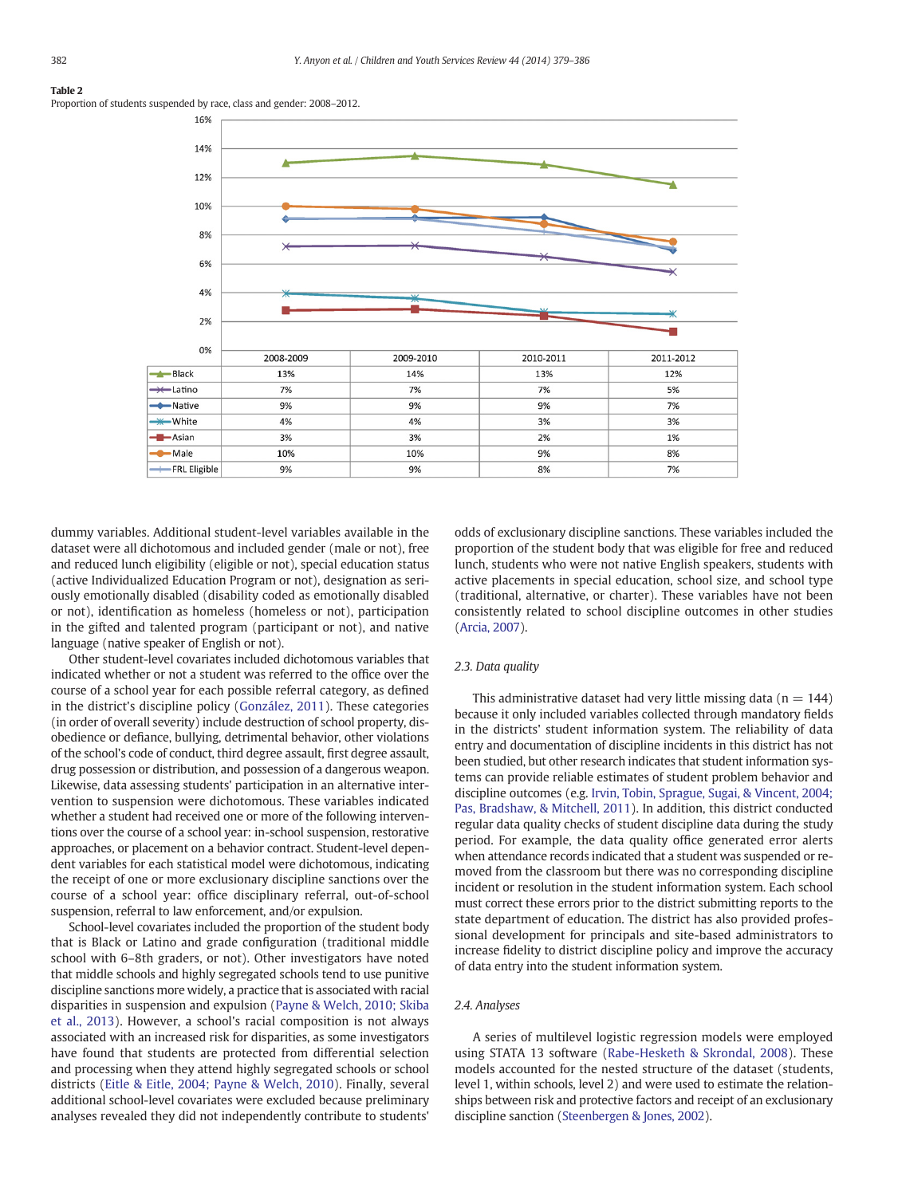**Table 2**
Proportion of students suspended by race, class and gender: 2008–2012.

16%
14%
12%
10%
8%
6%
4%
2%
0%

| | 2008-2009 | 2009-2010 | 2010-2011 | 2011-2012 |
|---|---|---|---|---|
| Black | 13% | 14% | 13% | 12% |
| Latino | 7% | 7% | 7% | 5% |
| Native | 9% | 9% | 9% | 7% |
| White | 4% | 4% | 3% | 3% |
| Asian | 3% | 3% | 2% | 1% |
| Male | 10% | 10% | 9% | 8% |
| FRL Eligible | 9% | 9% | 8% | 7% |

dummy variables. Additional student-level variables available in the dataset were all dichotomous and included gender (male or not), free and reduced lunch eligibility (eligible or not), special education status (active Individualized Education Program or not), designation as seriously emotionally disabled (disability coded as emotionally disabled or not), identification as homeless (homeless or not), participation in the gifted and talented program (participant or not), and native language (native speaker of English or not).

Other student-level covariates included dichotomous variables that indicated whether or not a student was referred to the office over the course of a school year for each possible referral category, as defined in the district's discipline policy (González, 2011). These categories (in order of overall severity) include destruction of school property, disobedience or defiance, bullying, detrimental behavior, other violations of the school's code of conduct, third degree assault, first degree assault, drug possession or distribution, and possession of a dangerous weapon. Likewise, data assessing students' participation in an alternative intervention to suspension were dichotomous. These variables indicated whether a student had received one or more of the following interventions over the course of a school year: in-school suspension, restorative approaches, or placement on a behavior contract. Student-level dependent variables for each statistical model were dichotomous, indicating the receipt of one or more exclusionary discipline sanctions over the course of a school year: office disciplinary referral, out-of-school suspension, referral to law enforcement, and/or expulsion.

School-level covariates included the proportion of the student body that is Black or Latino and grade configuration (traditional middle school with 6–8th graders, or not). Other investigators have noted that middle schools and highly segregated schools tend to use punitive discipline sanctions more widely, a practice that is associated with racial disparities in suspension and expulsion (Payne & Welch, 2010; Skiba et al., 2013). However, a school's racial composition is not always associated with an increased risk for disparities, as some investigators have found that students are protected from differential selection and processing when they attend highly segregated schools or school districts (Eitle & Eitle, 2004; Payne & Welch, 2010). Finally, several additional school-level covariates were excluded because preliminary analyses revealed they did not independently contribute to students' odds of exclusionary discipline sanctions. These variables included the proportion of the student body that was eligible for free and reduced lunch, students who were not native English speakers, students with active placements in special education, school size, and school type (traditional, alternative, or charter). These variables have not been consistently related to school discipline outcomes in other studies (Arcia, 2007).

### 2.3. Data quality

This administrative dataset had very little missing data ($n = 144$) because it only included variables collected through mandatory fields in the districts' student information system. The reliability of data entry and documentation of discipline incidents in this district has not been studied, but other research indicates that student information systems can provide reliable estimates of student problem behavior and discipline outcomes (e.g. Irvin, Tobin, Sprague, Sugai, & Vincent, 2004; Pas, Bradshaw, & Mitchell, 2011). In addition, this district conducted regular data quality checks of student discipline data during the study period. For example, the data quality office generated error alerts when attendance records indicated that a student was suspended or removed from the classroom but there was no corresponding discipline incident or resolution in the student information system. Each school must correct these errors prior to the district submitting reports to the state department of education. The district has also provided professional development for principals and site-based administrators to increase fidelity to district discipline policy and improve the accuracy of data entry into the student information system.

### 2.4. Analyses

A series of multilevel logistic regression models were employed using STATA 13 software (Rabe-Hesketh & Skrondal, 2008). These models accounted for the nested structure of the dataset (students, level 1, within schools, level 2) and were used to estimate the relationships between risk and protective factors and receipt of an exclusionary discipline sanction (Steenbergen & Jones, 2002).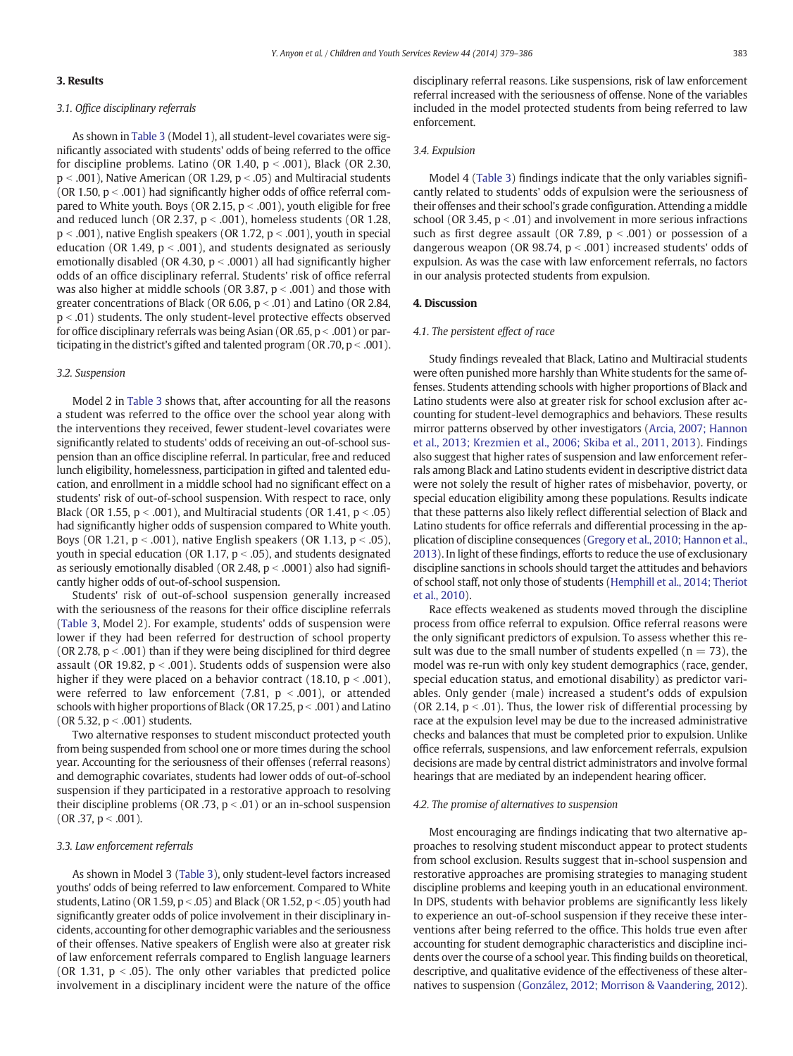## 3. Results

### 3.1. Office disciplinary referrals

As shown in Table 3 (Model 1), all student-level covariates were significantly associated with students' odds of being referred to the office for discipline problems. Latino (OR 1.40, $p < .001$), Black (OR 2.30, $p < .001$), Native American (OR 1.29, $p < .05$) and Multiracial students (OR 1.50, $p < .001$) had significantly higher odds of office referral compared to White youth. Boys (OR 2.15, $p < .001$), youth eligible for free and reduced lunch (OR 2.37, $p < .001$), homeless students (OR 1.28, $p < .001$), native English speakers (OR 1.72, $p < .001$), youth in special education (OR 1.49, $p < .001$), and students designated as seriously emotionally disabled (OR 4.30, $p < .0001$) all had significantly higher odds of an office disciplinary referral. Students' risk of office referral was also higher at middle schools (OR 3.87, $p < .001$) and those with greater concentrations of Black (OR 6.06, $p < .01$) and Latino (OR 2.84, $p < .01$) students. The only student-level protective effects observed for office disciplinary referrals was being Asian (OR .65, $p < .001$) or participating in the district's gifted and talented program (OR .70, $p < .001$).

### 3.2. Suspension

Model 2 in Table 3 shows that, after accounting for all the reasons a student was referred to the office over the school year along with the interventions they received, fewer student-level covariates were significantly related to students' odds of receiving an out-of-school suspension than an office discipline referral. In particular, free and reduced lunch eligibility, homelessness, participation in gifted and talented education, and enrollment in a middle school had no significant effect on a students' risk of out-of-school suspension. With respect to race, only Black (OR 1.55, $p < .001$), and Multiracial students (OR 1.41, $p < .05$) had significantly higher odds of suspension compared to White youth. Boys (OR 1.21, $p < .001$), native English speakers (OR 1.13, $p < .05$), youth in special education (OR 1.17, $p < .05$), and students designated as seriously emotionally disabled (OR 2.48, $p < .0001$) also had significantly higher odds of out-of-school suspension.

Students' risk of out-of-school suspension generally increased with the seriousness of the reasons for their office discipline referrals (Table 3, Model 2). For example, students' odds of suspension were lower if they had been referred for destruction of school property (OR 2.78, $p < .001$) than if they were being disciplined for third degree assault (OR 19.82, $p < .001$). Students odds of suspension were also higher if they were placed on a behavior contract (18.10, $p < .001$), were referred to law enforcement (7.81, $p < .001$), or attended schools with higher proportions of Black (OR 17.25, $p < .001$) and Latino (OR 5.32, $p < .001$) students.

Two alternative responses to student misconduct protected youth from being suspended from school one or more times during the school year. Accounting for the seriousness of their offenses (referral reasons) and demographic covariates, students had lower odds of out-of-school suspension if they participated in a restorative approach to resolving their discipline problems (OR .73, $p < .01$) or an in-school suspension (OR .37, $p < .001$).

### 3.3. Law enforcement referrals

As shown in Model 3 (Table 3), only student-level factors increased youths' odds of being referred to law enforcement. Compared to White students, Latino (OR 1.59, $p < .05$) and Black (OR 1.52, $p < .05$) youth had significantly greater odds of police involvement in their disciplinary incidents, accounting for other demographic variables and the seriousness of their offenses. Native speakers of English were also at greater risk of law enforcement referrals compared to English language learners (OR 1.31, $p < .05$). The only other variables that predicted police involvement in a disciplinary incident were the nature of the office disciplinary referral reasons. Like suspensions, risk of law enforcement referral increased with the seriousness of offense. None of the variables included in the model protected students from being referred to law enforcement.

### 3.4. Expulsion

Model 4 (Table 3) findings indicate that the only variables significantly related to students' odds of expulsion were the seriousness of their offenses and their school's grade configuration. Attending a middle school (OR 3.45, $p < .01$) and involvement in more serious infractions such as first degree assault (OR 7.89, $p < .001$) or possession of a dangerous weapon (OR 98.74, $p < .001$) increased students' odds of expulsion. As was the case with law enforcement referrals, no factors in our analysis protected students from expulsion.

## 4. Discussion

### 4.1. The persistent effect of race

Study findings revealed that Black, Latino and Multiracial students were often punished more harshly than White students for the same offenses. Students attending schools with higher proportions of Black and Latino students were also at greater risk for school exclusion after accounting for student-level demographics and behaviors. These results mirror patterns observed by other investigators (Arcia, 2007; Hannon et al., 2013; Krezmien et al., 2006; Skiba et al., 2011, 2013). Findings also suggest that higher rates of suspension and law enforcement referrals among Black and Latino students evident in descriptive district data were not solely the result of higher rates of misbehavior, poverty, or special education eligibility among these populations. Results indicate that these patterns also likely reflect differential selection of Black and Latino students for office referrals and differential processing in the application of discipline consequences (Gregory et al., 2010; Hannon et al., 2013). In light of these findings, efforts to reduce the use of exclusionary discipline sanctions in schools should target the attitudes and behaviors of school staff, not only those of students (Hemphill et al., 2014; Theriot et al., 2010).

Race effects weakened as students moved through the discipline process from office referral to expulsion. Office referral reasons were the only significant predictors of expulsion. To assess whether this result was due to the small number of students expelled ($n = 73$), the model was re-run with only key student demographics (race, gender, special education status, and emotional disability) as predictor variables. Only gender (male) increased a student's odds of expulsion (OR 2.14, $p < .01$). Thus, the lower risk of differential processing by race at the expulsion level may be due to the increased administrative checks and balances that must be completed prior to expulsion. Unlike office referrals, suspensions, and law enforcement referrals, expulsion decisions are made by central district administrators and involve formal hearings that are mediated by an independent hearing officer.

### 4.2. The promise of alternatives to suspension

Most encouraging are findings indicating that two alternative approaches to resolving student misconduct appear to protect students from school exclusion. Results suggest that in-school suspension and restorative approaches are promising strategies to managing student discipline problems and keeping youth in an educational environment. In DPS, students with behavior problems are significantly less likely to experience an out-of-school suspension if they receive these interventions after being referred to the office. This holds true even after accounting for student demographic characteristics and discipline incidents over the course of a school year. This finding builds on theoretical, descriptive, and qualitative evidence of the effectiveness of these alternatives to suspension (González, 2012; Morrison & Vaandering, 2012).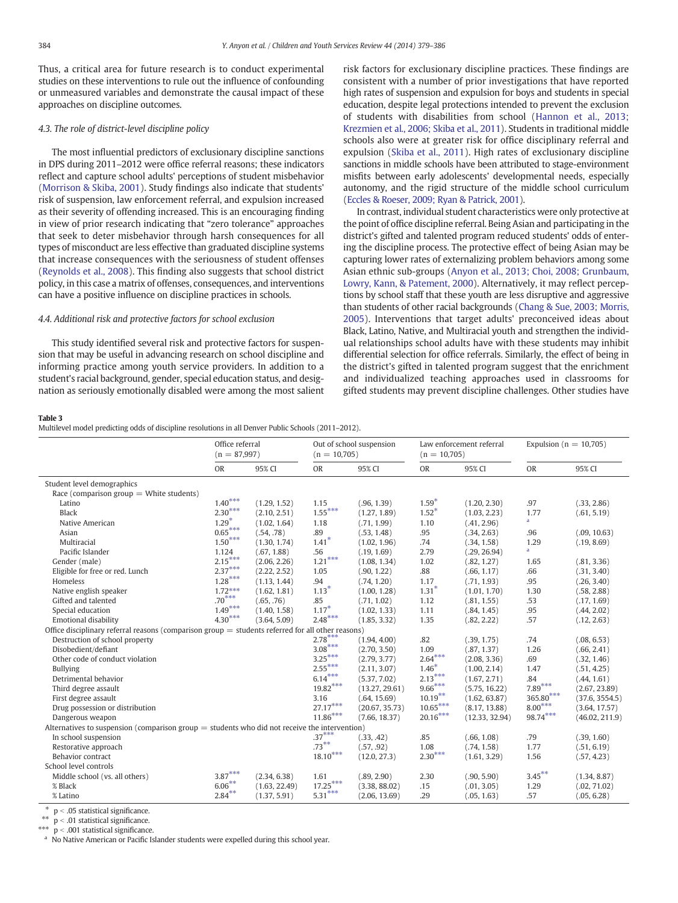Thus, a critical area for future research is to conduct experimental studies on these interventions to rule out the influence of confounding or unmeasured variables and demonstrate the causal impact of these approaches on discipline outcomes.

### 4.3. The role of district-level discipline policy

The most influential predictors of exclusionary discipline sanctions in DPS during 2011–2012 were office referral reasons; these indicators reflect and capture school adults' perceptions of student misbehavior (Morrison & Skiba, 2001). Study findings also indicate that students' risk of suspension, law enforcement referral, and expulsion increased as their severity of offending increased. This is an encouraging finding in view of prior research indicating that "zero tolerance" approaches that seek to deter misbehavior through harsh consequences for all types of misconduct are less effective than graduated discipline systems that increase consequences with the seriousness of student offenses (Reynolds et al., 2008). This finding also suggests that school district policy, in this case a matrix of offenses, consequences, and interventions can have a positive influence on discipline practices in schools.

### 4.4. Additional risk and protective factors for school exclusion

This study identified several risk and protective factors for suspension that may be useful in advancing research on school discipline and informing practice among youth service providers. In addition to a student's racial background, gender, special education status, and designation as seriously emotionally disabled were among the most salient risk factors for exclusionary discipline practices. These findings are consistent with a number of prior investigations that have reported high rates of suspension and expulsion for boys and students in special education, despite legal protections intended to prevent the exclusion of students with disabilities from school (Hannon et al., 2013; Krezmien et al., 2006; Skiba et al., 2011). Students in traditional middle schools also were at greater risk for office disciplinary referral and expulsion (Skiba et al., 2011). High rates of exclusionary discipline sanctions in middle schools have been attributed to stage-environment misfits between early adolescents' developmental needs, especially autonomy, and the rigid structure of the middle school curriculum (Eccles & Roeser, 2009; Ryan & Patrick, 2001).

In contrast, individual student characteristics were only protective at the point of office discipline referral. Being Asian and participating in the district's gifted and talented program reduced students' odds of entering the discipline process. The protective effect of being Asian may be capturing lower rates of externalizing problem behaviors among some Asian ethnic sub-groups (Anyon et al., 2013; Choi, 2008; Grunbaum, Lowry, Kann, & Patement, 2000). Alternatively, it may reflect perceptions by school staff that these youth are less disruptive and aggressive than students of other racial backgrounds (Chang & Sue, 2003; Morris, 2005). Interventions that target adults' preconceived ideas about Black, Latino, Native, and Multiracial youth and strengthen the individual relationships school adults have with these students may inhibit differential selection for office referrals. Similarly, the effect of being in the district's gifted in talented program suggest that the enrichment and individualized teaching approaches used in classrooms for gifted students may prevent discipline challenges. Other studies have

**Table 3**
Multilevel model predicting odds of discipline resolutions in all Denver Public Schools (2011–2012).

| | Office referral ($n = 87{,}997$) | | Out of school suspension ($n = 10{,}705$) | | Law enforcement referral ($n = 10{,}705$) | | Expulsion ($n = 10{,}705$) | |
|---|---|---|---|---|---|---|---|---|
| | OR | 95% CI | OR | 95% CI | OR | 95% CI | OR | 95% CI |
| Student level demographics | | | | | | | | |
| Race (comparison group = White students) | | | | | | | | |
| Latino | 1.40*** | (1.29, 1.52) | 1.15 | (.96, 1.39) | 1.59* | (1.20, 2.30) | .97 | (.33, 2.86) |
| Black | 2.30*** | (2.10, 2.51) | 1.55*** | (1.27, 1.89) | 1.52* | (1.03, 2.23) | 1.77 | (.61, 5.19) |
| Native American | 1.29* | (1.02, 1.64) | 1.18 | (.71, 1.99) | 1.10 | (.41, 2.96) | a | |
| Asian | 0.65*** | (.54, .78) | .89 | (.53, 1.48) | .95 | (.34, 2.63) | .96 | (.09, 10.63) |
| Multiracial | 1.50*** | (1.30, 1.74) | 1.41* | (1.02, 1.96) | .74 | (.34, 1.58) | 1.29 | (.19, 8.69) |
| Pacific Islander | 1.124 | (.67, 1.88) | .56 | (.19, 1.69) | 2.79 | (.29, 26.94) | a | |
| Gender (male) | 2.15*** | (2.06, 2.26) | 1.21*** | (1.08, 1.34) | 1.02 | (.82, 1.27) | 1.65 | (.81, 3.36) |
| Eligible for free or red. Lunch | 2.37*** | (2.22, 2.52) | 1.05 | (.90, 1.22) | .88 | (.66, 1.17) | .66 | (.31, 3.40) |
| Homeless | 1.28*** | (1.13, 1.44) | .94 | (.74, 1.20) | 1.17 | (.71, 1.93) | .95 | (.26, 3.40) |
| Native english speaker | 1.72*** | (1.62, 1.81) | 1.13* | (1.00, 1.28) | 1.31* | (1.01, 1.70) | 1.30 | (.58, 2.88) |
| Gifted and talented | .70*** | (.65, .76) | .85 | (.71, 1.02) | 1.12 | (.81, 1.55) | .53 | (.17, 1.69) |
| Special education | 1.49*** | (1.40, 1.58) | 1.17* | (1.02, 1.33) | 1.11 | (.84, 1.45) | .95 | (.44, 2.02) |
| Emotional disability | 4.30*** | (3.64, 5.09) | 2.48*** | (1.85, 3.32) | 1.35 | (.82, 2.22) | .57 | (.12, 2.63) |
| Office disciplinary referral reasons (comparison group = students referred for all other reasons) | | | | | | | | |
| Destruction of school property | | | 2.78*** | (1.94, 4.00) | .82 | (.39, 1.75) | .74 | (.08, 6.53) |
| Disobedient/defiant | | | 3.08*** | (2.70, 3.50) | 1.09 | (.87, 1.37) | 1.26 | (.66, 2.41) |
| Other code of conduct violation | | | 3.25*** | (2.79, 3.77) | 2.64*** | (2.08, 3.36) | .69 | (.32, 1.46) |
| Bullying | | | 2.55*** | (2.11, 3.07) | 1.46* | (1.00, 2.14) | 1.47 | (.51, 4.25) |
| Detrimental behavior | | | 6.14*** | (5.37, 7.02) | 2.13*** | (1.67, 2.71) | .84 | (.44, 1.61) |
| Third degree assault | | | 19.82*** | (13.27, 29.61) | 9.66*** | (5.75, 16.22) | 7.89*** | (2.67, 23.89) |
| First degree assault | | | 3.16 | (.64, 15.69) | 10.19** | (1.62, 63.87) | 365.80*** | (37.6, 3554.5) |
| Drug possession or distribution | | | 27.17*** | (20.67, 35.73) | 10.65*** | (8.17, 13.88) | 8.00*** | (3.64, 17.57) |
| Dangerous weapon | | | 11.86*** | (7.66, 18.37) | 20.16*** | (12.33, 32.94) | 98.74*** | (46.02, 211.9) |
| Alternatives to suspension (comparison group = students who did not receive the intervention) | | | | | | | | |
| In school suspension | | | .37*** | (.33, .42) | .85 | (.66, 1.08) | .79 | (.39, 1.60) |
| Restorative approach | | | .73** | (.57, .92) | 1.08 | (.74, 1.58) | 1.77 | (.51, 6.19) |
| Behavior contract | | | 18.10*** | (12.0, 27.3) | 2.30*** | (1.61, 3.29) | 1.56 | (.57, 4.23) |
| School level controls | | | | | | | | |
| Middle school (vs. all others) | 3.87*** | (2.34, 6.38) | 1.61 | (.89, 2.90) | 2.30 | (.90, 5.90) | 3.45** | (1.34, 8.87) |
| % Black | 6.06** | (1.63, 22.49) | 17.25*** | (3.38, 88.02) | .15 | (.01, 3.05) | 1.29 | (.02, 71.02) |
| % Latino | 2.84** | (1.37, 5.91) | 5.31*** | (2.06, 13.69) | .29 | (.05, 1.63) | .57 | (.05, 6.28) |

\* $p < .05$ statistical significance.
\*\* $p < .01$ statistical significance.
\*\*\* $p < .001$ statistical significance.
a No Native American or Pacific Islander students were expelled during this school year.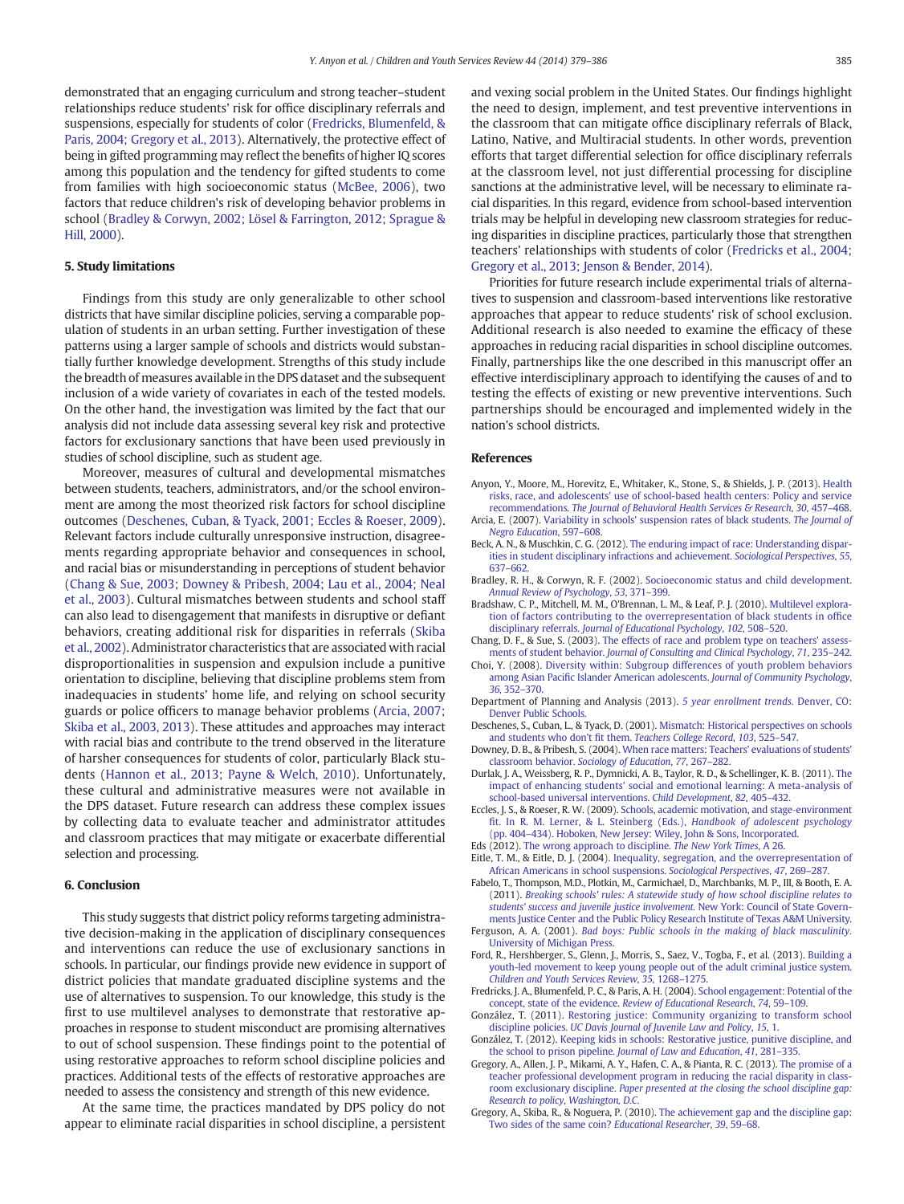demonstrated that an engaging curriculum and strong teacher–student relationships reduce students' risk for office disciplinary referrals and suspensions, especially for students of color (Fredricks, Blumenfeld, & Paris, 2004; Gregory et al., 2013). Alternatively, the protective effect of being in gifted programming may reflect the benefits of higher IQ scores among this population and the tendency for gifted students to come from families with high socioeconomic status (McBee, 2006), two factors that reduce children's risk of developing behavior problems in school (Bradley & Corwyn, 2002; Lösel & Farrington, 2012; Sprague & Hill, 2000).

## 5. Study limitations

Findings from this study are only generalizable to other school districts that have similar discipline policies, serving a comparable population of students in an urban setting. Further investigation of these patterns using a larger sample of schools and districts would substantially further knowledge development. Strengths of this study include the breadth of measures available in the DPS dataset and the subsequent inclusion of a wide variety of covariates in each of the tested models. On the other hand, the investigation was limited by the fact that our analysis did not include data assessing several key risk and protective factors for exclusionary sanctions that have been used previously in studies of school discipline, such as student age.

Moreover, measures of cultural and developmental mismatches between students, teachers, administrators, and/or the school environment are among the most theorized risk factors for school discipline outcomes (Deschenes, Cuban, & Tyack, 2001; Eccles & Roeser, 2009). Relevant factors include culturally unresponsive instruction, disagreements regarding appropriate behavior and consequences in school, and racial bias or misunderstanding in perceptions of student behavior (Chang & Sue, 2003; Downey & Pribesh, 2004; Lau et al., 2004; Neal et al., 2003). Cultural mismatches between students and school staff can also lead to disengagement that manifests in disruptive or defiant behaviors, creating additional risk for disparities in referrals (Skiba et al., 2002). Administrator characteristics that are associated with racial disproportionalities in suspension and expulsion include a punitive orientation to discipline, believing that discipline problems stem from inadequacies in students' home life, and relying on school security guards or police officers to manage behavior problems (Arcia, 2007; Skiba et al., 2003, 2013). These attitudes and approaches may interact with racial bias and contribute to the trend observed in the literature of harsher consequences for students of color, particularly Black students (Hannon et al., 2013; Payne & Welch, 2010). Unfortunately, these cultural and administrative measures were not available in the DPS dataset. Future research can address these complex issues by collecting data to evaluate teacher and administrator attitudes and classroom practices that may mitigate or exacerbate differential selection and processing.

## 6. Conclusion

This study suggests that district policy reforms targeting administrative decision-making in the application of disciplinary consequences and interventions can reduce the use of exclusionary sanctions in schools. In particular, our findings provide new evidence in support of district policies that mandate graduated discipline systems and the use of alternatives to suspension. To our knowledge, this study is the first to use multilevel analyses to demonstrate that restorative approaches in response to student misconduct are promising alternatives to out of school suspension. These findings point to the potential of using restorative approaches to reform school discipline policies and practices. Additional tests of the effects of restorative approaches are needed to assess the consistency and strength of this new evidence.

At the same time, the practices mandated by DPS policy do not appear to eliminate racial disparities in school discipline, a persistent and vexing social problem in the United States. Our findings highlight the need to design, implement, and test preventive interventions in the classroom that can mitigate office disciplinary referrals of Black, Latino, Native, and Multiracial students. In other words, prevention efforts that target differential selection for office disciplinary referrals at the classroom level, not just differential processing for discipline sanctions at the administrative level, will be necessary to eliminate racial disparities. In this regard, evidence from school-based intervention trials may be helpful in developing new classroom strategies for reducing disparities in discipline practices, particularly those that strengthen teachers' relationships with students of color (Fredricks et al., 2004; Gregory et al., 2013; Jenson & Bender, 2014).

Priorities for future research include experimental trials of alternatives to suspension and classroom-based interventions like restorative approaches that appear to reduce students' risk of school exclusion. Additional research is also needed to examine the efficacy of these approaches in reducing racial disparities in school discipline outcomes. Finally, partnerships like the one described in this manuscript offer an effective interdisciplinary approach to identifying the causes of and to testing the effects of existing or new preventive interventions. Such partnerships should be encouraged and implemented widely in the nation's school districts.

## References

Anyon, Y., Moore, M., Horevitz, E., Whitaker, K., Stone, S., & Shields, J. P. (2013). Health risks, race, and adolescents' use of school-based health centers: Policy and service recommendations. *The Journal of Behavioral Health Services & Research*, *30*, 457–468.

Arcia, E. (2007). Variability in schools' suspension rates of black students. *The Journal of Negro Education*, 597–608.

Beck, A. N., & Muschkin, C. G. (2012). The enduring impact of race: Understanding disparities in student disciplinary infractions and achievement. *Sociological Perspectives*, *55*, 637–662.

Bradley, R. H., & Corwyn, R. F. (2002). Socioeconomic status and child development. *Annual Review of Psychology*, *53*, 371–399.

Bradshaw, C. P., Mitchell, M. M., O'Brennan, L. M., & Leaf, P. J. (2010). Multilevel exploration of factors contributing to the overrepresentation of black students in office disciplinary referrals. *Journal of Educational Psychology*, *102*, 508–520.

Chang, D. F., & Sue, S. (2003). The effects of race and problem type on teachers' assessments of student behavior. *Journal of Consulting and Clinical Psychology*, *71*, 235–242.

Choi, Y. (2008). Diversity within: Subgroup differences of youth problem behaviors among Asian Pacific Islander American adolescents. *Journal of Community Psychology*, *36*, 352–370.

Department of Planning and Analysis (2013). *5 year enrollment trends*. Denver, CO: Denver Public Schools.

Deschenes, S., Cuban, L., & Tyack, D. (2001). Mismatch: Historical perspectives on schools and students who don't fit them. *Teachers College Record*, *103*, 525–547.

Downey, D. B., & Pribesh, S. (2004). When race matters: Teachers' evaluations of students' classroom behavior. *Sociology of Education*, *77*, 267–282.

Durlak, J. A., Weissberg, R. P., Dymnicki, A. B., Taylor, R. D., & Schellinger, K. B. (2011). The impact of enhancing students' social and emotional learning: A meta-analysis of school-based universal interventions. *Child Development*, *82*, 405–432.

Eccles, J. S., & Roeser, R. W. (2009). Schools, academic motivation, and stage-environment fit. In R. M. Lerner, & L. Steinberg (Eds.), *Handbook of adolescent psychology* (pp. 404–434). Hoboken, New Jersey: Wiley, John & Sons, Incorporated.

Eds (2012). The wrong approach to discipline. *The New York Times*, A 26.

Eitle, T. M., & Eitle, D. J. (2004). Inequality, segregation, and the overrepresentation of African Americans in school suspensions. *Sociological Perspectives*, *47*, 269–287.

Fabelo, T., Thompson, M.D., Plotkin, M., Carmichael, D., Marchbanks, M. P., III, & Booth, E. A. (2011). *Breaking schools' rules: A statewide study of how school discipline relates to students' success and juvenile justice involvement*. New York: Council of State Governments Justice Center and the Public Policy Research Institute of Texas A&M University.

Ferguson, A. A. (2001). *Bad boys: Public schools in the making of black masculinity*. University of Michigan Press.

Ford, R., Hershberger, S., Glenn, J., Morris, S., Saez, V., Togba, F., et al. (2013). Building a youth-led movement to keep young people out of the adult criminal justice system. *Children and Youth Services Review*, *35*, 1268–1275.

Fredricks, J. A., Blumenfeld, P. C., & Paris, A. H. (2004). School engagement: Potential of the concept, state of the evidence. *Review of Educational Research*, *74*, 59–109.

González, T. (2011). Restoring justice: Community organizing to transform school discipline policies. *UC Davis Journal of Juvenile Law and Policy*, *15*, 1.

González, T. (2012). Keeping kids in schools: Restorative justice, punitive discipline, and the school to prison pipeline. *Journal of Law and Education*, *41*, 281–335.

Gregory, A., Allen, J. P., Mikami, A. Y., Hafen, C. A., & Pianta, R. C. (2013). The promise of a teacher professional development program in reducing the racial disparity in classroom exclusionary discipline. *Paper presented at the closing the school discipline gap: Research to policy, Washington, D.C.*

Gregory, A., Skiba, R., & Noguera, P. (2010). The achievement gap and the discipline gap: Two sides of the same coin? *Educational Researcher*, *39*, 59–68.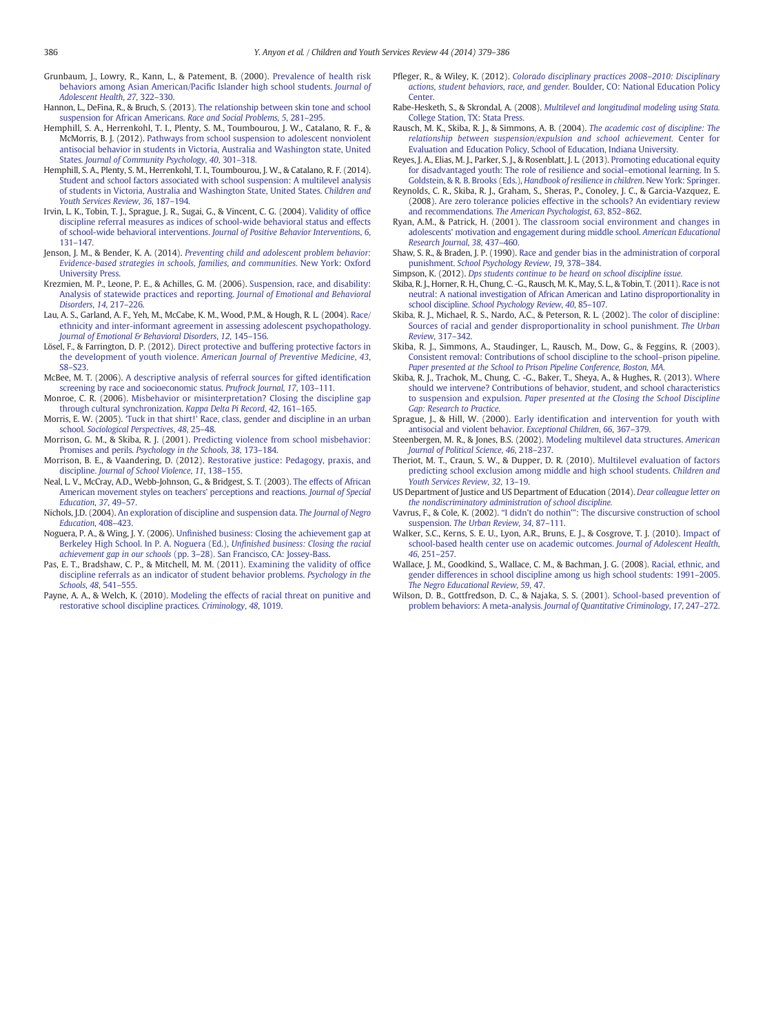Grunbaum, J., Lowry, R., Kann, L., & Patement, B. (2000). Prevalence of health risk behaviors among Asian American/Pacific Islander high school students. *Journal of Adolescent Health*, *27*, 322–330.

Hannon, L., DeFina, R., & Bruch, S. (2013). The relationship between skin tone and school suspension for African Americans. *Race and Social Problems*, *5*, 281–295.

Hemphill, S. A., Herrenkohl, T. I., Plenty, S. M., Toumbourou, J. W., Catalano, R. F., & McMorris, B. J. (2012). Pathways from school suspension to adolescent nonviolent antisocial behavior in students in Victoria, Australia and Washington state, United States. *Journal of Community Psychology*, *40*, 301–318.

Hemphill, S. A., Plenty, S. M., Herrenkohl, T. I., Toumbourou, J. W., & Catalano, R. F. (2014). Student and school factors associated with school suspension: A multilevel analysis of students in Victoria, Australia and Washington State, United States. *Children and Youth Services Review*, *36*, 187–194.

Irvin, L. K., Tobin, T. J., Sprague, J. R., Sugai, G., & Vincent, C. G. (2004). Validity of office discipline referral measures as indices of school-wide behavioral status and effects of school-wide behavioral interventions. *Journal of Positive Behavior Interventions*, *6*, 131–147.

Jenson, J. M., & Bender, K. A. (2014). *Preventing child and adolescent problem behavior: Evidence-based strategies in schools, families, and communities.* New York: Oxford University Press.

Krezmien, M. P., Leone, P. E., & Achilles, G. M. (2006). Suspension, race, and disability: Analysis of statewide practices and reporting. *Journal of Emotional and Behavioral Disorders*, *14*, 217–226.

Lau, A. S., Garland, A. F., Yeh, M., McCabe, K. M., Wood, P.M., & Hough, R. L. (2004). Race/ethnicity and inter-informant agreement in assessing adolescent psychopathology. *Journal of Emotional & Behavioral Disorders*, *12*, 145–156.

Lösel, F., & Farrington, D. P. (2012). Direct protective and buffering protective factors in the development of youth violence. *American Journal of Preventive Medicine*, *43*, S8–S23.

McBee, M. T. (2006). A descriptive analysis of referral sources for gifted identification screening by race and socioeconomic status. *Prufrock Journal*, *17*, 103–111.

Monroe, C. R. (2006). Misbehavior or misinterpretation? Closing the discipline gap through cultural synchronization. *Kappa Delta Pi Record*, *42*, 161–165.

Morris, E. W. (2005). 'Tuck in that shirt!' Race, class, gender and discipline in an urban school. *Sociological Perspectives*, *48*, 25–48.

Morrison, G. M., & Skiba, R. J. (2001). Predicting violence from school misbehavior: Promises and perils. *Psychology in the Schools*, *38*, 173–184.

Morrison, B. E., & Vaandering, D. (2012). Restorative justice: Pedagogy, praxis, and discipline. *Journal of School Violence*, *11*, 138–155.

Neal, L. V., McCray, A.D., Webb-Johnson, G., & Bridgest, S. T. (2003). The effects of African American movement styles on teachers' perceptions and reactions. *Journal of Special Education*, *37*, 49–57.

Nichols, J.D. (2004). An exploration of discipline and suspension data. *The Journal of Negro Education*, 408–423.

Noguera, P. A., & Wing, J. Y. (2006). Unfinished business: Closing the achievement gap at Berkeley High School. In P. A. Noguera (Ed.), *Unfinished business: Closing the racial achievement gap in our schools* (pp. 3–28). San Francisco, CA: Jossey-Bass.

Pas, E. T., Bradshaw, C. P., & Mitchell, M. M. (2011). Examining the validity of office discipline referrals as an indicator of student behavior problems. *Psychology in the Schools*, *48*, 541–555.

Payne, A. A., & Welch, K. (2010). Modeling the effects of racial threat on punitive and restorative school discipline practices. *Criminology*, *48*, 1019.

Pfleger, R., & Wiley, K. (2012). *Colorado disciplinary practices 2008–2010: Disciplinary actions, student behaviors, race, and gender.* Boulder, CO: National Education Policy Center.

Rabe-Hesketh, S., & Skrondal, A. (2008). *Multilevel and longitudinal modeling using Stata.* College Station, TX: Stata Press.

Rausch, M. K., Skiba, R. J., & Simmons, A. B. (2004). *The academic cost of discipline: The relationship between suspension/expulsion and school achievement.* Center for Evaluation and Education Policy, School of Education, Indiana University.

Reyes, J. A., Elias, M. J., Parker, S. J., & Rosenblatt, J. L. (2013). Promoting educational equity for disadvantaged youth: The role of resilience and social–emotional learning. In S. Goldstein, & R. B. Brooks (Eds.), *Handbook of resilience in children*. New York: Springer.

Reynolds, C. R., Skiba, R. J., Graham, S., Sheras, P., Conoley, J. C., & Garcia-Vazquez, E. (2008). Are zero tolerance policies effective in the schools? An evidentiary review and recommendations. *The American Psychologist*, *63*, 852–862.

Ryan, A.M., & Patrick, H. (2001). The classroom social environment and changes in adolescents' motivation and engagement during middle school. *American Educational Research Journal*, *38*, 437–460.

Shaw, S. R., & Braden, J. P. (1990). Race and gender bias in the administration of corporal punishment. *School Psychology Review*, *19*, 378–384.

Simpson, K. (2012). *Dps students continue to be heard on school discipline issue.*

Skiba, R. J., Horner, R. H., Chung, C. -G., Rausch, M. K., May, S. L., & Tobin, T. (2011). Race is not neutral: A national investigation of African American and Latino disproportionality in school discipline. *School Psychology Review*, *40*, 85–107.

Skiba, R. J., Michael, R. S., Nardo, A.C., & Peterson, R. L. (2002). The color of discipline: Sources of racial and gender disproportionality in school punishment. *The Urban Review*, 317–342.

Skiba, R. J., Simmons, A., Staudinger, L., Rausch, M., Dow, G., & Feggins, R. (2003). Consistent removal: Contributions of school discipline to the school–prison pipeline. *Paper presented at the School to Prison Pipeline Conference, Boston, MA.*

Skiba, R. J., Trachok, M., Chung, C. -G., Baker, T., Sheya, A., & Hughes, R. (2013). Where should we intervene? Contributions of behavior, student, and school characteristics to suspension and expulsion. *Paper presented at the Closing the School Discipline Gap: Research to Practice.*

Sprague, J., & Hill, W. (2000). Early identification and intervention for youth with antisocial and violent behavior. *Exceptional Children*, *66*, 367–379.

Steenbergen, M. R., & Jones, B.S. (2002). Modeling multilevel data structures. *American Journal of Political Science*, *46*, 218–237.

Theriot, M. T., Craun, S. W., & Dupper, D. R. (2010). Multilevel evaluation of factors predicting school exclusion among middle and high school students. *Children and Youth Services Review*, *32*, 13–19.

US Department of Justice and US Department of Education (2014). *Dear colleague letter on the nondiscriminatory administration of school discipline.*

Vavrus, F., & Cole, K. (2002). "I didn't do nothin'": The discursive construction of school suspension. *The Urban Review*, *34*, 87–111.

Walker, S.C., Kerns, S. E. U., Lyon, A.R., Bruns, E. J., & Cosgrove, T. J. (2010). Impact of school-based health center use on academic outcomes. *Journal of Adolescent Health*, *46*, 251–257.

Wallace, J. M., Goodkind, S., Wallace, C. M., & Bachman, J. G. (2008). Racial, ethnic, and gender differences in school discipline among us high school students: 1991–2005. *The Negro Educational Review*, *59*, 47.

Wilson, D. B., Gottfredson, D. C., & Najaka, S. S. (2001). School-based prevention of problem behaviors: A meta-analysis. *Journal of Quantitative Criminology*, *17*, 247–272.